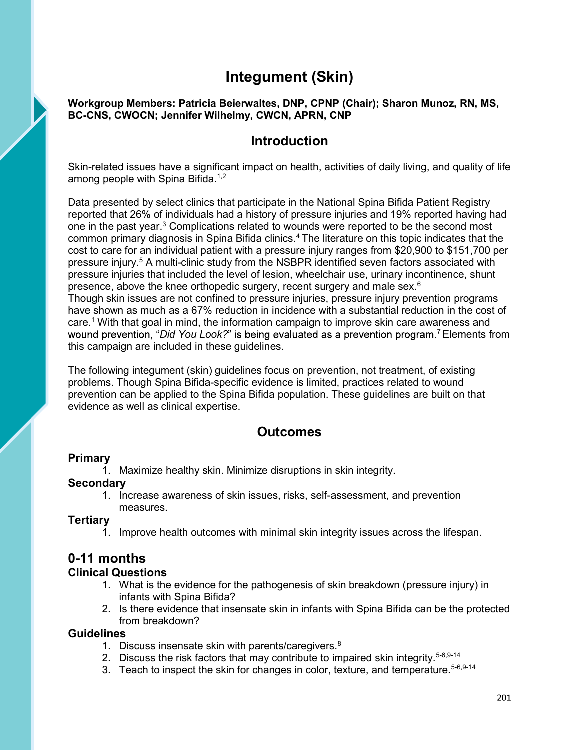# Integument (Skin)

**Workgroup Members: Patricia Beierwaltes, DNP, CPNP (Chair); Sharon Munoz, RN, MS, BC-CNS, CWOCN; Jennifer Wilhelmy, CWCN, APRN, CNP**

## Introduction

Skin-related issues have a significant impact on health, activities of daily living, and quality of life among people with Spina Bifida.[1,2]

Data presented by select clinics that participate in the National Spina Bifida Patient Registry reported that 26% of individuals had a history of pressure injuries and 19% reported having had one in the past year.[3] Complications related to wounds were reported to be the second most common primary diagnosis in Spina Bifida clinics.[4] The literature on this topic indicates that the cost to care for an individual patient with a pressure injury ranges from $20,900 to $151,700 per pressure injury.[5] A multi-clinic study from the NSBPR identified seven factors associated with pressure injuries that included the level of lesion, wheelchair use, urinary incontinence, shunt presence, above the knee orthopedic surgery, recent surgery and male sex.[6]
Though skin issues are not confined to pressure injuries, pressure injury prevention programs have shown as much as a 67% reduction in incidence with a substantial reduction in the cost of care.[1] With that goal in mind, the information campaign to improve skin care awareness and wound prevention, "*Did You Look?*" is being evaluated as a prevention program.[7] Elements from this campaign are included in these guidelines.

The following integument (skin) guidelines focus on prevention, not treatment, of existing problems. Though Spina Bifida-specific evidence is limited, practices related to wound prevention can be applied to the Spina Bifida population. These guidelines are built on that evidence as well as clinical expertise.

## Outcomes

### Primary

1. Maximize healthy skin. Minimize disruptions in skin integrity.

### Secondary

1. Increase awareness of skin issues, risks, self-assessment, and prevention measures.

### Tertiary

1. Improve health outcomes with minimal skin integrity issues across the lifespan.

## 0-11 months

### Clinical Questions

1. What is the evidence for the pathogenesis of skin breakdown (pressure injury) in infants with Spina Bifida?
2. Is there evidence that insensate skin in infants with Spina Bifida can be the protected from breakdown?

### Guidelines

1. Discuss insensate skin with parents/caregivers.[8]
2. Discuss the risk factors that may contribute to impaired skin integrity.[5-6,9-14]
3. Teach to inspect the skin for changes in color, texture, and temperature.[5-6,9-14]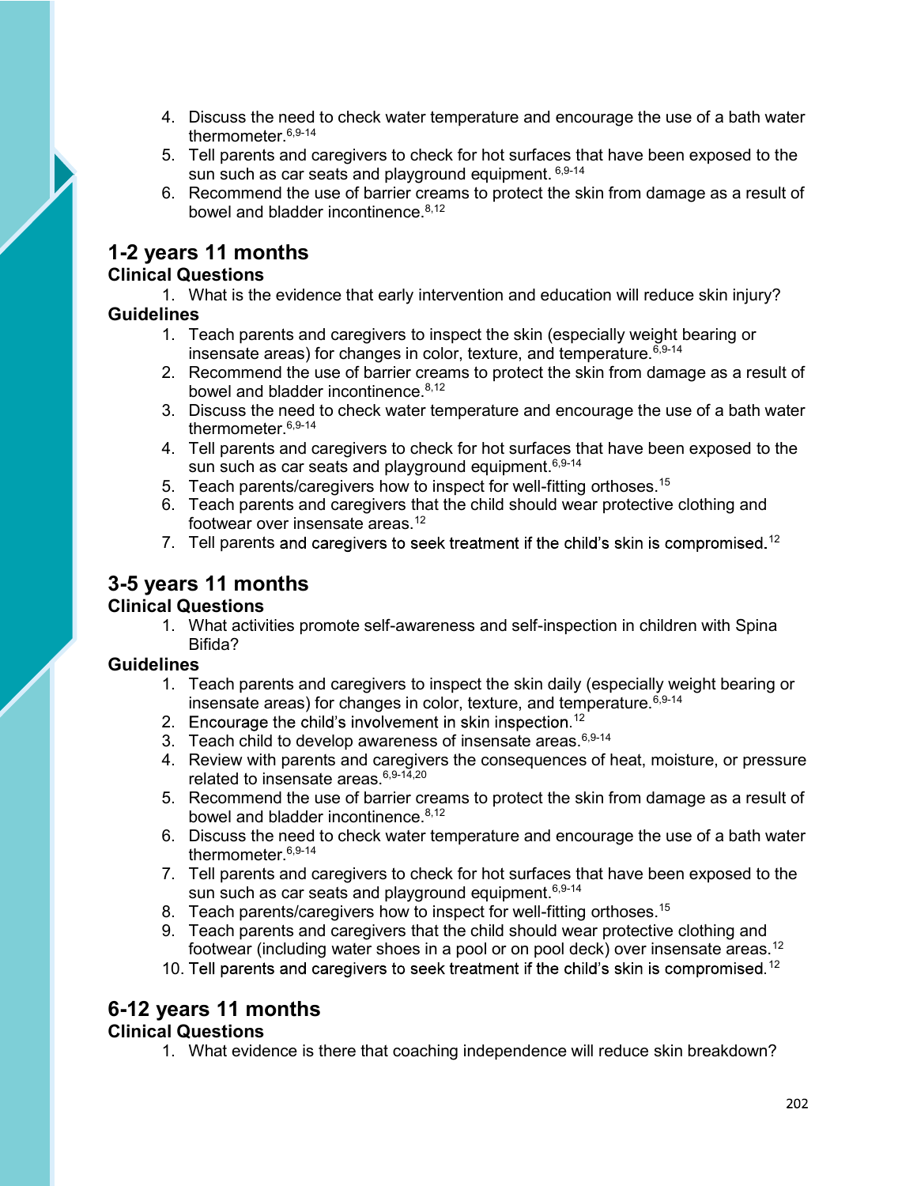4. Discuss the need to check water temperature and encourage the use of a bath water thermometer.[6,9-14]
5. Tell parents and caregivers to check for hot surfaces that have been exposed to the sun such as car seats and playground equipment. [6,9-14]
6. Recommend the use of barrier creams to protect the skin from damage as a result of bowel and bladder incontinence.[8,12]

## 1-2 years 11 months

### Clinical Questions

1. What is the evidence that early intervention and education will reduce skin injury?

### Guidelines

1. Teach parents and caregivers to inspect the skin (especially weight bearing or insensate areas) for changes in color, texture, and temperature.[6,9-14]
2. Recommend the use of barrier creams to protect the skin from damage as a result of bowel and bladder incontinence.[8,12]
3. Discuss the need to check water temperature and encourage the use of a bath water thermometer.[6,9-14]
4. Tell parents and caregivers to check for hot surfaces that have been exposed to the sun such as car seats and playground equipment.[6,9-14]
5. Teach parents/caregivers how to inspect for well-fitting orthoses.[15]
6. Teach parents and caregivers that the child should wear protective clothing and footwear over insensate areas.[12]
7. Tell parents and caregivers to seek treatment if the child's skin is compromised.[12]

## 3-5 years 11 months

### Clinical Questions

1. What activities promote self-awareness and self-inspection in children with Spina Bifida?

### Guidelines

1. Teach parents and caregivers to inspect the skin daily (especially weight bearing or insensate areas) for changes in color, texture, and temperature.[6,9-14]
2. Encourage the child's involvement in skin inspection.[12]
3. Teach child to develop awareness of insensate areas.[6,9-14]
4. Review with parents and caregivers the consequences of heat, moisture, or pressure related to insensate areas.[6,9-14,20]
5. Recommend the use of barrier creams to protect the skin from damage as a result of bowel and bladder incontinence.[8,12]
6. Discuss the need to check water temperature and encourage the use of a bath water thermometer.[6,9-14]
7. Tell parents and caregivers to check for hot surfaces that have been exposed to the sun such as car seats and playground equipment.[6,9-14]
8. Teach parents/caregivers how to inspect for well-fitting orthoses.[15]
9. Teach parents and caregivers that the child should wear protective clothing and footwear (including water shoes in a pool or on pool deck) over insensate areas.[12]
10. Tell parents and caregivers to seek treatment if the child's skin is compromised.[12]

## 6-12 years 11 months

### Clinical Questions

1. What evidence is there that coaching independence will reduce skin breakdown?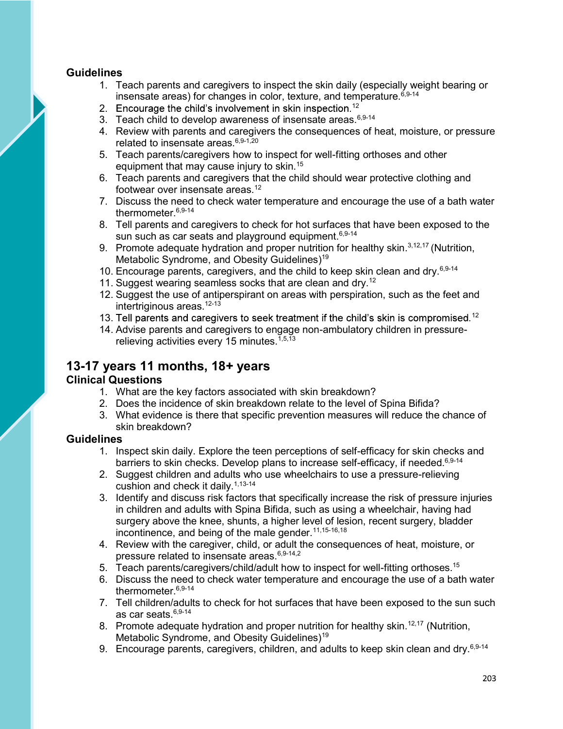### Guidelines

1. Teach parents and caregivers to inspect the skin daily (especially weight bearing or insensate areas) for changes in color, texture, and temperature.[6,9-14]
2. Encourage the child's involvement in skin inspection.[12]
3. Teach child to develop awareness of insensate areas.[6,9-14]
4. Review with parents and caregivers the consequences of heat, moisture, or pressure related to insensate areas.[6,9-1,20]
5. Teach parents/caregivers how to inspect for well-fitting orthoses and other equipment that may cause injury to skin.[15]
6. Teach parents and caregivers that the child should wear protective clothing and footwear over insensate areas.[12]
7. Discuss the need to check water temperature and encourage the use of a bath water thermometer.[6,9-14]
8. Tell parents and caregivers to check for hot surfaces that have been exposed to the sun such as car seats and playground equipment.[6,9-14]
9. Promote adequate hydration and proper nutrition for healthy skin.[3,12,17] (Nutrition, Metabolic Syndrome, and Obesity Guidelines)[19]
10. Encourage parents, caregivers, and the child to keep skin clean and dry.[6,9-14]
11. Suggest wearing seamless socks that are clean and dry.[12]
12. Suggest the use of antiperspirant on areas with perspiration, such as the feet and intertriginous areas.[12-13]
13. Tell parents and caregivers to seek treatment if the child's skin is compromised.[12]
14. Advise parents and caregivers to engage non-ambulatory children in pressure-relieving activities every 15 minutes.[1,5,13]

## 13-17 years 11 months, 18+ years

### Clinical Questions

1. What are the key factors associated with skin breakdown?
2. Does the incidence of skin breakdown relate to the level of Spina Bifida?
3. What evidence is there that specific prevention measures will reduce the chance of skin breakdown?

### Guidelines

1. Inspect skin daily. Explore the teen perceptions of self-efficacy for skin checks and barriers to skin checks. Develop plans to increase self-efficacy, if needed.[6,9-14]
2. Suggest children and adults who use wheelchairs to use a pressure-relieving cushion and check it daily.[1,13-14]
3. Identify and discuss risk factors that specifically increase the risk of pressure injuries in children and adults with Spina Bifida, such as using a wheelchair, having had surgery above the knee, shunts, a higher level of lesion, recent surgery, bladder incontinence, and being of the male gender.[11,15-16,18]
4. Review with the caregiver, child, or adult the consequences of heat, moisture, or pressure related to insensate areas.[6,9-14,2]
5. Teach parents/caregivers/child/adult how to inspect for well-fitting orthoses.[15]
6. Discuss the need to check water temperature and encourage the use of a bath water thermometer.[6,9-14]
7. Tell children/adults to check for hot surfaces that have been exposed to the sun such as car seats.[6,9-14]
8. Promote adequate hydration and proper nutrition for healthy skin.[12,17] (Nutrition, Metabolic Syndrome, and Obesity Guidelines)[19]
9. Encourage parents, caregivers, children, and adults to keep skin clean and dry.[6,9-14]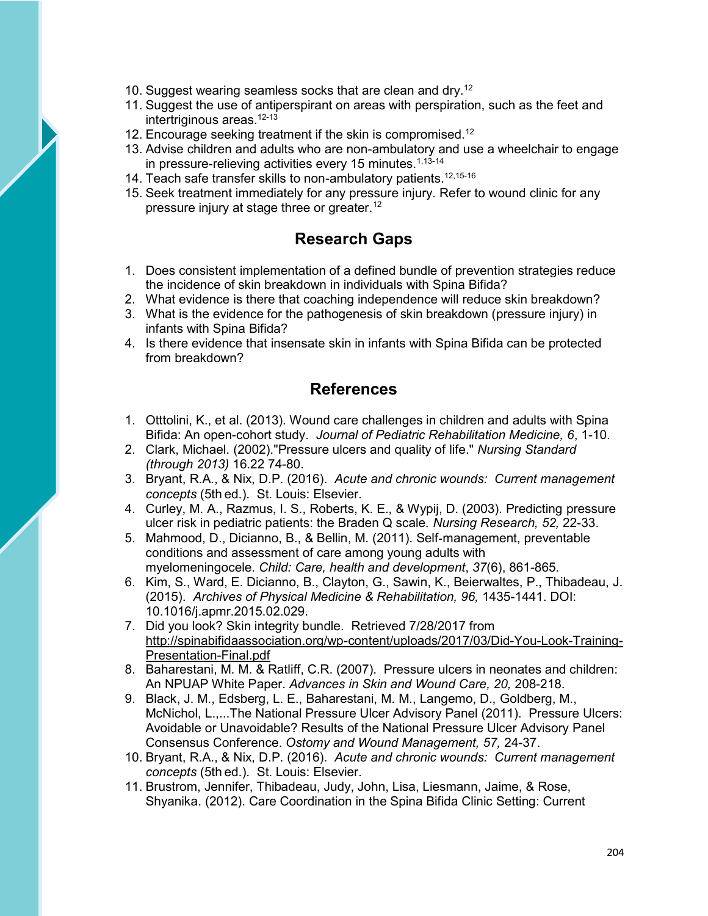10. Suggest wearing seamless socks that are clean and dry.[12]
11. Suggest the use of antiperspirant on areas with perspiration, such as the feet and intertriginous areas.[12-13]
12. Encourage seeking treatment if the skin is compromised.[12]
13. Advise children and adults who are non-ambulatory and use a wheelchair to engage in pressure-relieving activities every 15 minutes.[1,13-14]
14. Teach safe transfer skills to non-ambulatory patients.[12,15-16]
15. Seek treatment immediately for any pressure injury. Refer to wound clinic for any pressure injury at stage three or greater.[12]

## Research Gaps

1. Does consistent implementation of a defined bundle of prevention strategies reduce the incidence of skin breakdown in individuals with Spina Bifida?
2. What evidence is there that coaching independence will reduce skin breakdown?
3. What is the evidence for the pathogenesis of skin breakdown (pressure injury) in infants with Spina Bifida?
4. Is there evidence that insensate skin in infants with Spina Bifida can be protected from breakdown?

## References

1. Otttolini, K., et al. (2013). Wound care challenges in children and adults with Spina Bifida: An open-cohort study. *Journal of Pediatric Rehabilitation Medicine, 6*, 1-10.
2. Clark, Michael. (2002)."Pressure ulcers and quality of life." *Nursing Standard (through 2013)* 16.22 74-80.
3. Bryant, R.A., & Nix, D.P. (2016). *Acute and chronic wounds: Current management concepts* (5th ed.). St. Louis: Elsevier.
4. Curley, M. A., Razmus, I. S., Roberts, K. E., & Wypij, D. (2003). Predicting pressure ulcer risk in pediatric patients: the Braden Q scale. *Nursing Research, 52,* 22-33.
5. Mahmood, D., Dicianno, B., & Bellin, M. (2011). Self-management, preventable conditions and assessment of care among young adults with myelomeningocele. *Child: Care, health and development*, *37*(6), 861-865.
6. Kim, S., Ward, E. Dicianno, B., Clayton, G., Sawin, K., Beierwaltes, P., Thibadeau, J. (2015). *Archives of Physical Medicine & Rehabilitation, 96,* 1435-1441. DOI: 10.1016/j.apmr.2015.02.029.
7. Did you look? Skin integrity bundle. Retrieved 7/28/2017 from http://spinabifidaassociation.org/wp-content/uploads/2017/03/Did-You-Look-Training-Presentation-Final.pdf
8. Baharestani, M. M. & Ratliff, C.R. (2007). Pressure ulcers in neonates and children: An NPUAP White Paper. *Advances in Skin and Wound Care, 20,* 208-218.
9. Black, J. M., Edsberg, L. E., Baharestani, M. M., Langemo, D., Goldberg, M., McNichol, L.,...The National Pressure Ulcer Advisory Panel (2011). Pressure Ulcers: Avoidable or Unavoidable? Results of the National Pressure Ulcer Advisory Panel Consensus Conference. *Ostomy and Wound Management, 57,* 24-37.
10. Bryant, R.A., & Nix, D.P. (2016). *Acute and chronic wounds: Current management concepts* (5th ed.). St. Louis: Elsevier.
11. Brustrom, Jennifer, Thibadeau, Judy, John, Lisa, Liesmann, Jaime, & Rose, Shyanika. (2012). Care Coordination in the Spina Bifida Clinic Setting: Current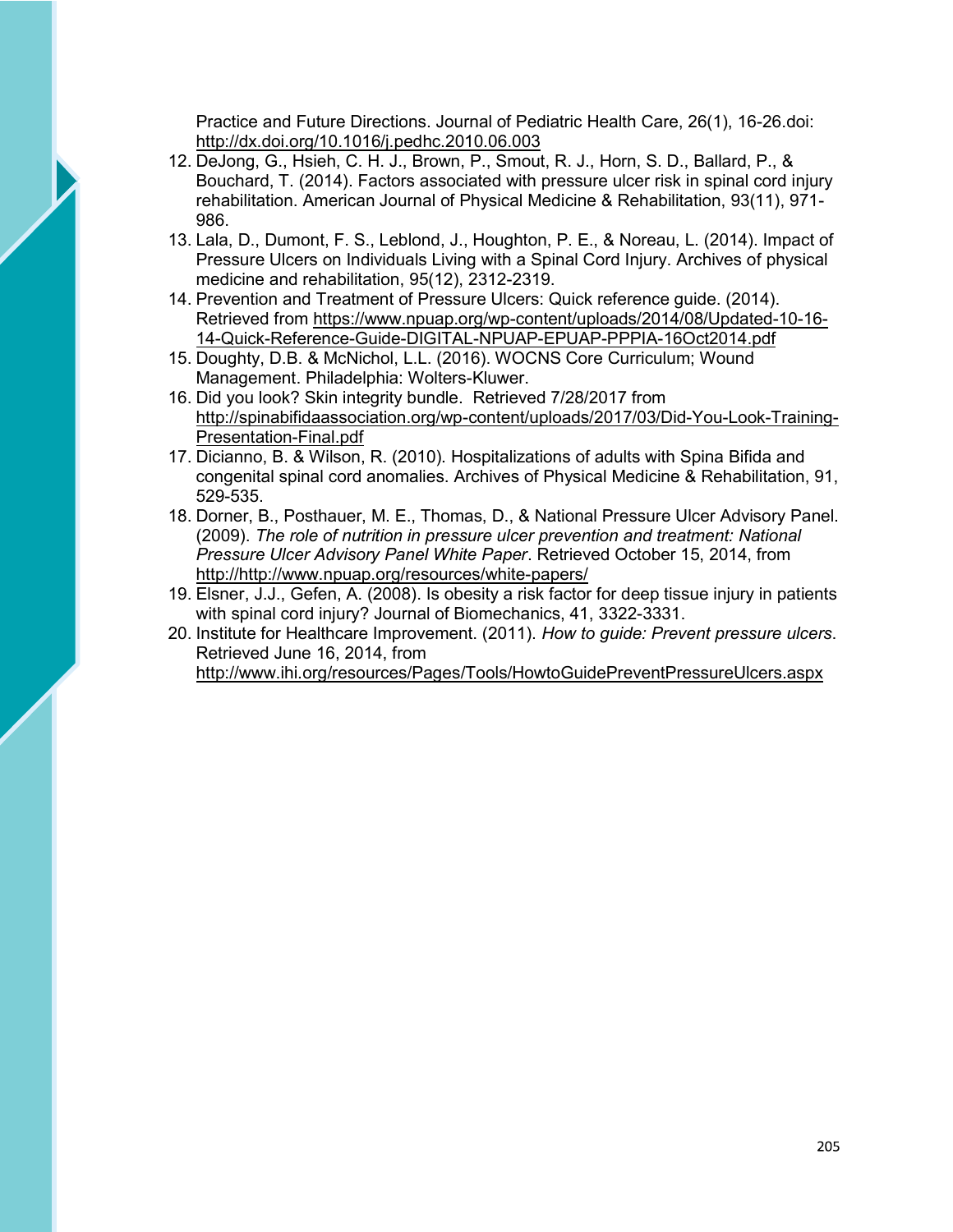Practice and Future Directions. Journal of Pediatric Health Care, 26(1), 16-26.doi: http://dx.doi.org/10.1016/j.pedhc.2010.06.003

12. DeJong, G., Hsieh, C. H. J., Brown, P., Smout, R. J., Horn, S. D., Ballard, P., & Bouchard, T. (2014). Factors associated with pressure ulcer risk in spinal cord injury rehabilitation. American Journal of Physical Medicine & Rehabilitation, 93(11), 971-986.
13. Lala, D., Dumont, F. S., Leblond, J., Houghton, P. E., & Noreau, L. (2014). Impact of Pressure Ulcers on Individuals Living with a Spinal Cord Injury. Archives of physical medicine and rehabilitation, 95(12), 2312-2319.
14. Prevention and Treatment of Pressure Ulcers: Quick reference guide. (2014). Retrieved from https://www.npuap.org/wp-content/uploads/2014/08/Updated-10-16-14-Quick-Reference-Guide-DIGITAL-NPUAP-EPUAP-PPPIA-16Oct2014.pdf
15. Doughty, D.B. & McNichol, L.L. (2016). WOCNS Core Curriculum; Wound Management. Philadelphia: Wolters-Kluwer.
16. Did you look? Skin integrity bundle. Retrieved 7/28/2017 from http://spinabifidaassociation.org/wp-content/uploads/2017/03/Did-You-Look-Training-Presentation-Final.pdf
17. Dicianno, B. & Wilson, R. (2010). Hospitalizations of adults with Spina Bifida and congenital spinal cord anomalies. Archives of Physical Medicine & Rehabilitation, 91, 529-535.
18. Dorner, B., Posthauer, M. E., Thomas, D., & National Pressure Ulcer Advisory Panel. (2009). *The role of nutrition in pressure ulcer prevention and treatment: National Pressure Ulcer Advisory Panel White Paper*. Retrieved October 15, 2014, from http://http://www.npuap.org/resources/white-papers/
19. Elsner, J.J., Gefen, A. (2008). Is obesity a risk factor for deep tissue injury in patients with spinal cord injury? Journal of Biomechanics, 41, 3322-3331.
20. Institute for Healthcare Improvement. (2011). *How to guide: Prevent pressure ulcers*. Retrieved June 16, 2014, from http://www.ihi.org/resources/Pages/Tools/HowtoGuidePreventPressureUlcers.aspx